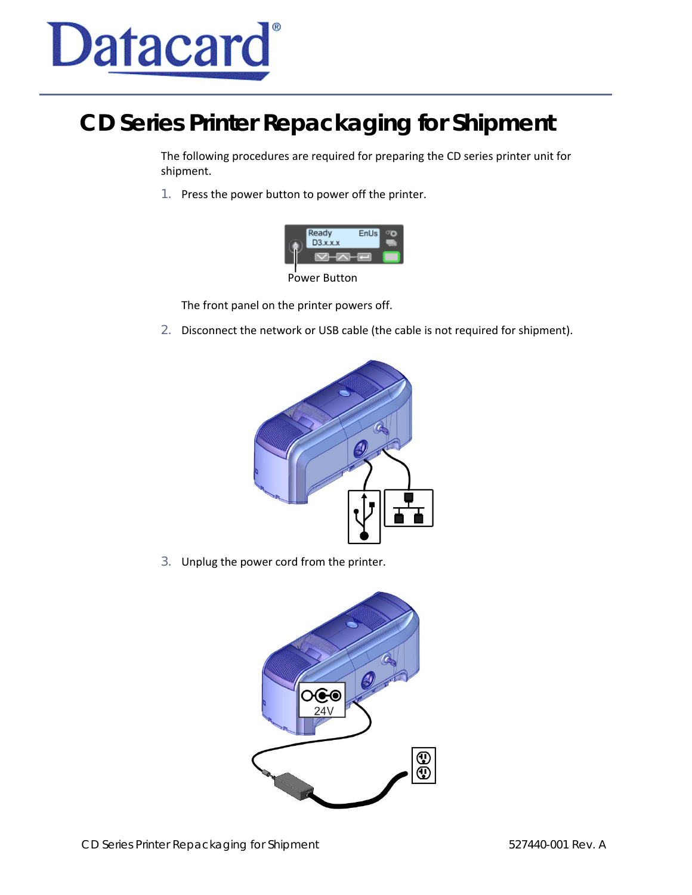Datacard®

# CD Series Printer Repackaging for Shipment

The following procedures are required for preparing the CD series printer unit for shipment.

1. Press the power button to power off the printer.

   Power Button

   The front panel on the printer powers off.

2. Disconnect the network or USB cable (the cable is not required for shipment).

3. Unplug the power cord from the printer.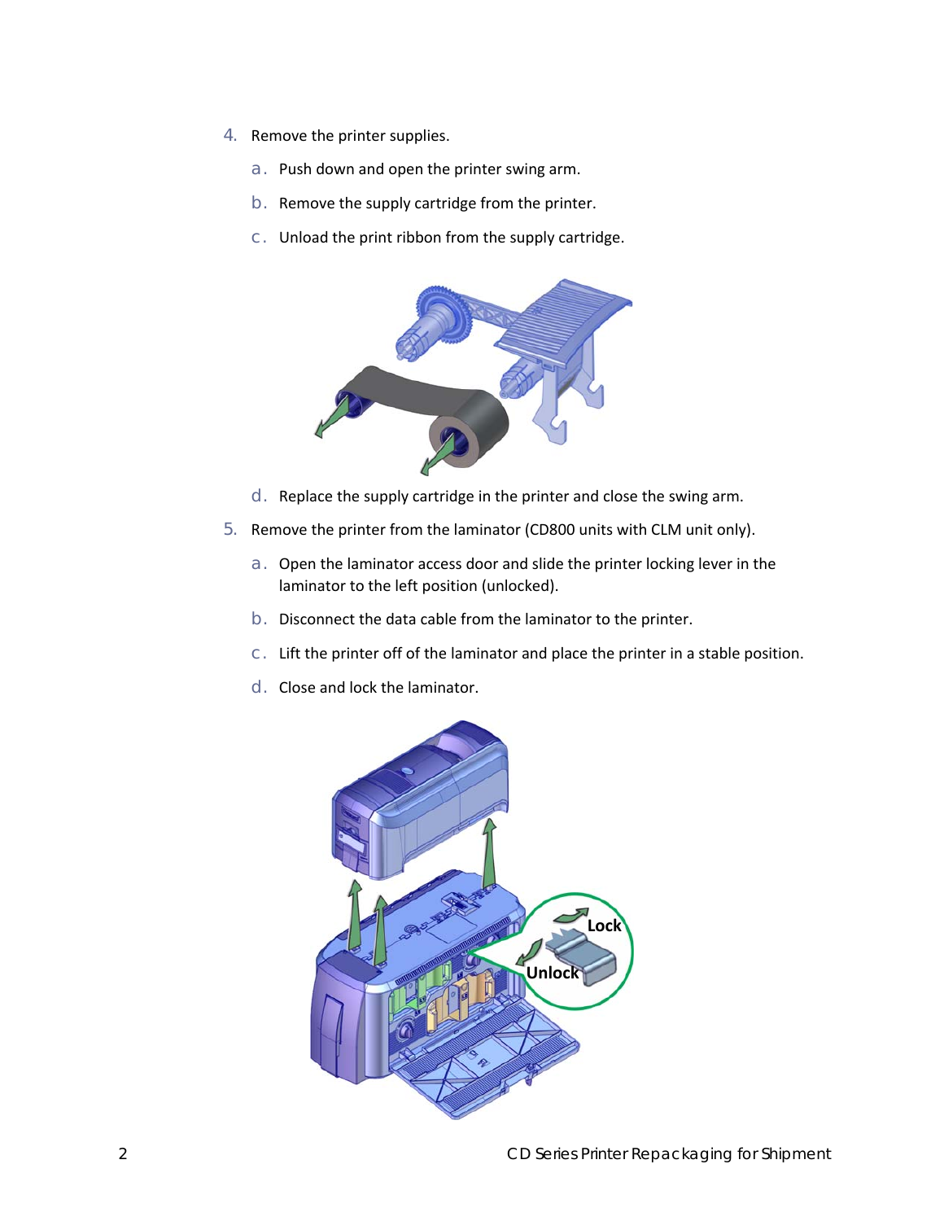4. Remove the printer supplies.
    a. Push down and open the printer swing arm.
    b. Remove the supply cartridge from the printer.
    c. Unload the print ribbon from the supply cartridge.
    d. Replace the supply cartridge in the printer and close the swing arm.
5. Remove the printer from the laminator (CD800 units with CLM unit only).
    a. Open the laminator access door and slide the printer locking lever in the laminator to the left position (unlocked).
    b. Disconnect the data cable from the laminator to the printer.
    c. Lift the printer off of the laminator and place the printer in a stable position.
    d. Close and lock the laminator.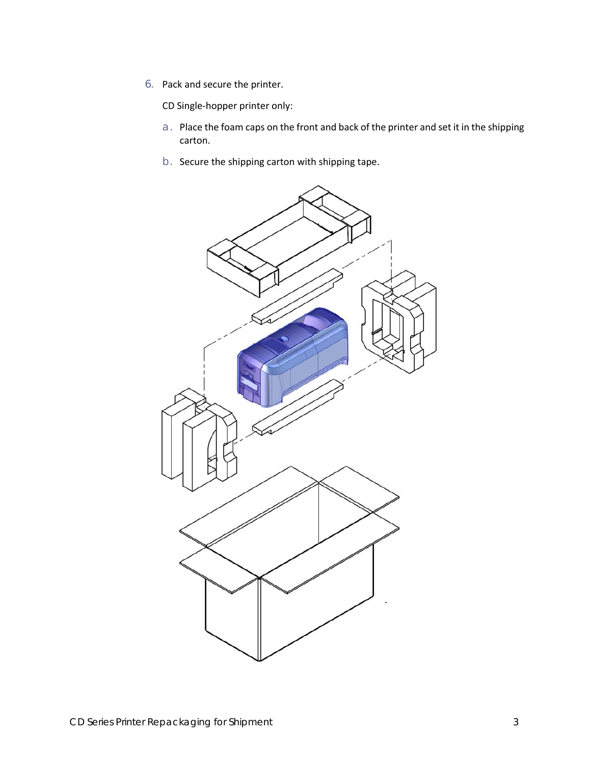6. Pack and secure the printer.

   CD Single-hopper printer only:

   a. Place the foam caps on the front and back of the printer and set it in the shipping carton.

   b. Secure the shipping carton with shipping tape.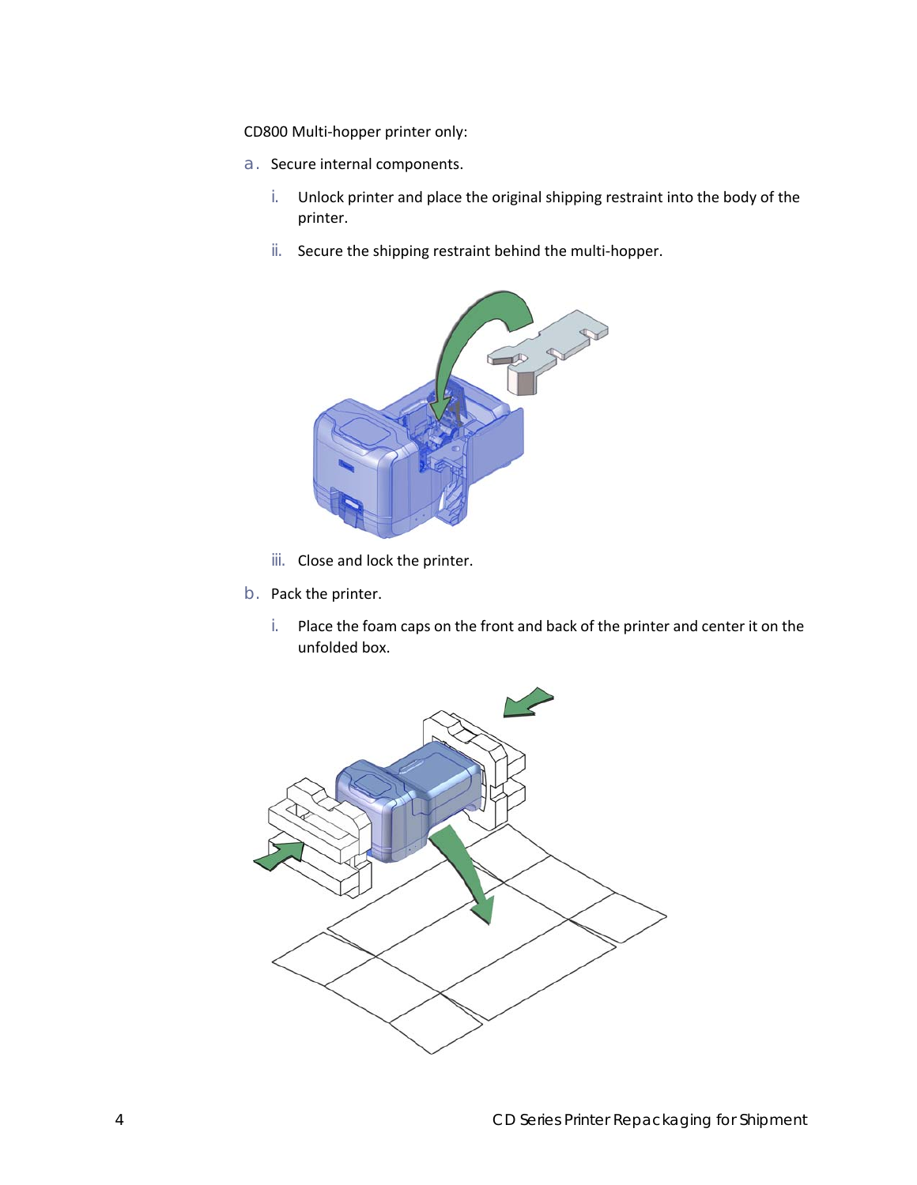CD800 Multi-hopper printer only:

a. Secure internal components.

   i. Unlock printer and place the original shipping restraint into the body of the printer.

   ii. Secure the shipping restraint behind the multi-hopper.

   iii. Close and lock the printer.

b. Pack the printer.

   i. Place the foam caps on the front and back of the printer and center it on the unfolded box.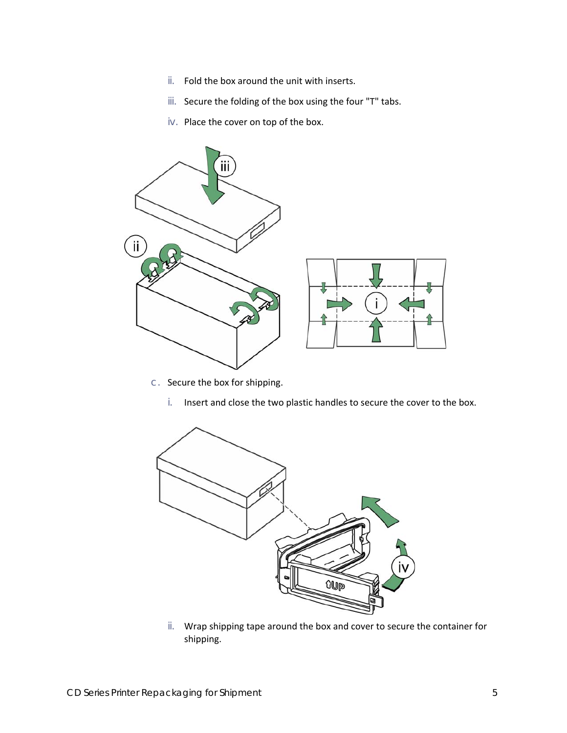ii. Fold the box around the unit with inserts.

iii. Secure the folding of the box using the four "T" tabs.

iv. Place the cover on top of the box.

c. Secure the box for shipping.

   i. Insert and close the two plastic handles to secure the cover to the box.

   ii. Wrap shipping tape around the box and cover to secure the container for shipping.